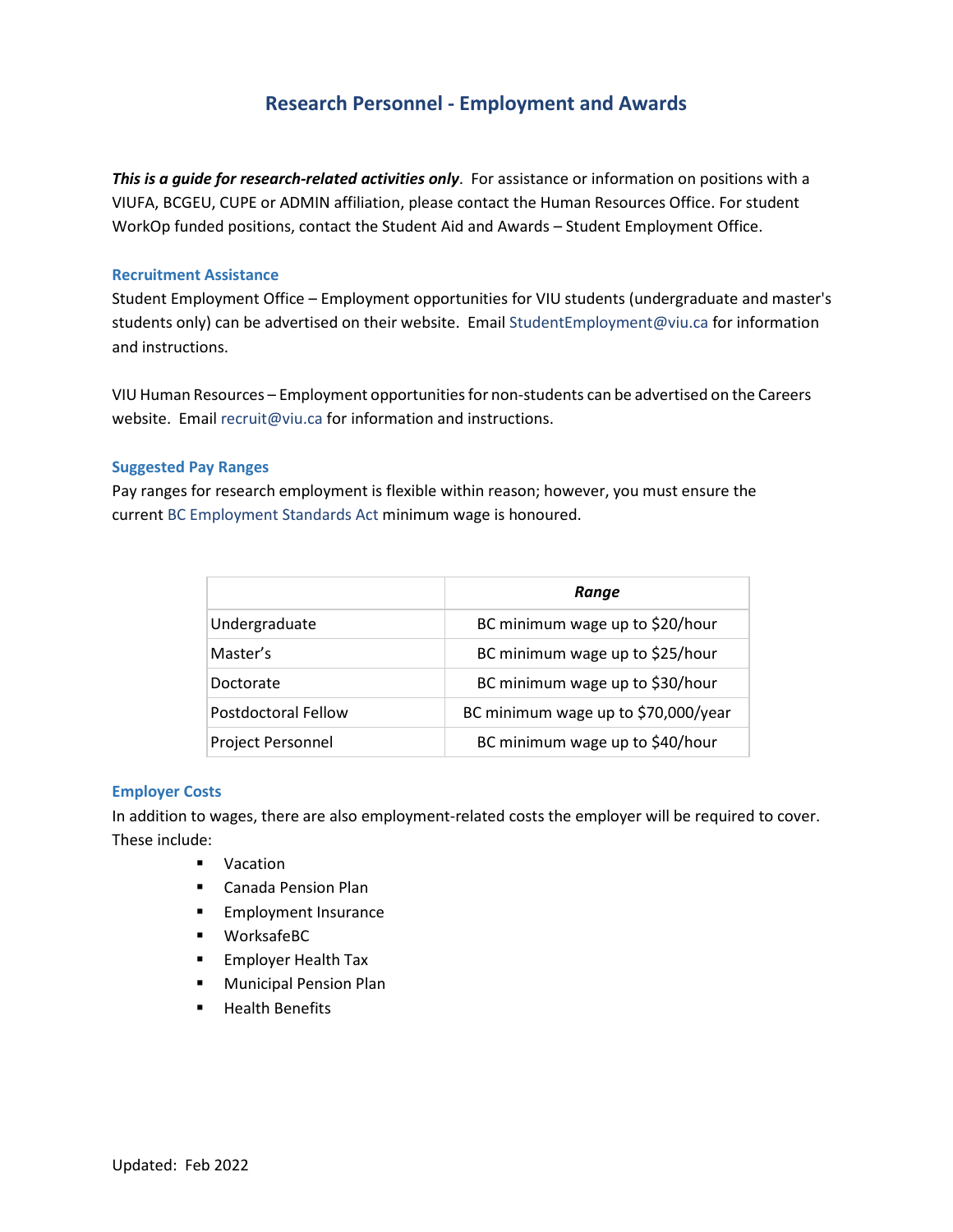# Research Personnel - Employment and Awards

***This is a guide for research-related activities only***. For assistance or information on positions with a VIUFA, BCGEU, CUPE or ADMIN affiliation, please contact the Human Resources Office. For student WorkOp funded positions, contact the Student Aid and Awards – Student Employment Office.

### Recruitment Assistance

Student Employment Office – Employment opportunities for VIU students (undergraduate and master's students only) can be advertised on their website. Email StudentEmployment@viu.ca for information and instructions.

VIU Human Resources – Employment opportunities for non-students can be advertised on the Careers website. Email recruit@viu.ca for information and instructions.

### Suggested Pay Ranges

Pay ranges for research employment is flexible within reason; however, you must ensure the current BC Employment Standards Act minimum wage is honoured.

| | ***Range*** |
|---|---|
| Undergraduate | BC minimum wage up to $20/hour |
| Master's | BC minimum wage up to $25/hour |
| Doctorate | BC minimum wage up to $30/hour |
| Postdoctoral Fellow | BC minimum wage up to $70,000/year |
| Project Personnel | BC minimum wage up to $40/hour |

### Employer Costs

In addition to wages, there are also employment-related costs the employer will be required to cover. These include:

- Vacation
- Canada Pension Plan
- Employment Insurance
- WorksafeBC
- Employer Health Tax
- Municipal Pension Plan
- Health Benefits

Updated: Feb 2022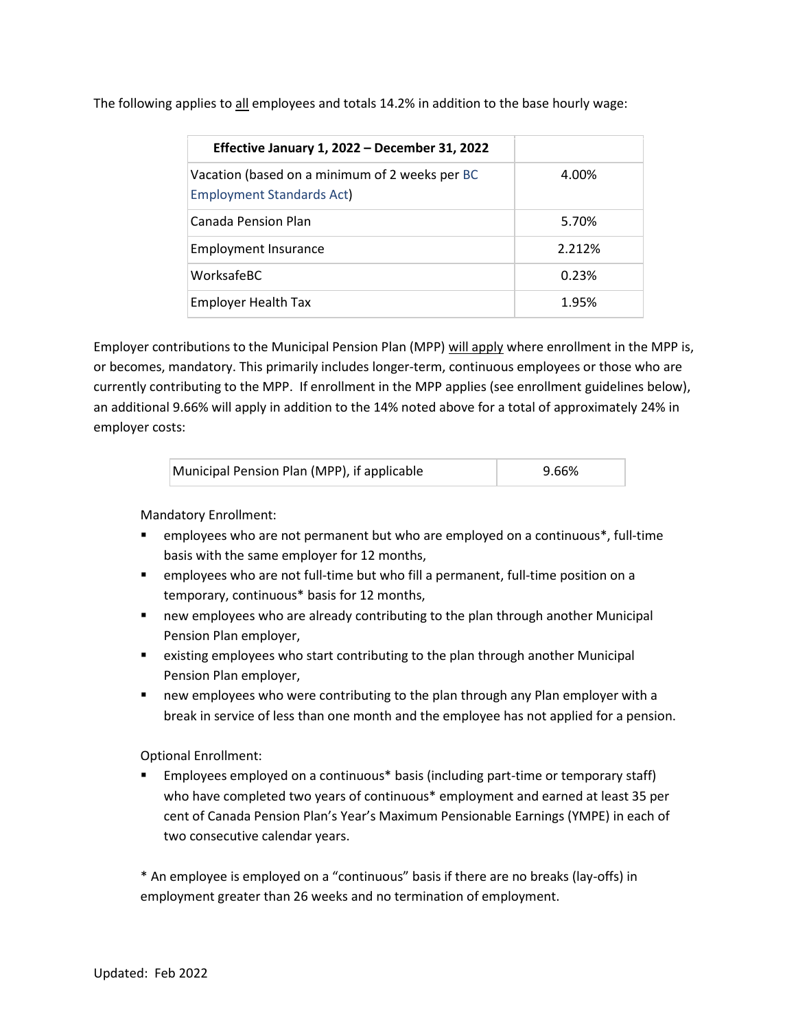The following applies to all employees and totals 14.2% in addition to the base hourly wage:

| Effective January 1, 2022 – December 31, 2022 | |
|---|---|
| Vacation (based on a minimum of 2 weeks per BC Employment Standards Act) | 4.00% |
| Canada Pension Plan | 5.70% |
| Employment Insurance | 2.212% |
| WorksafeBC | 0.23% |
| Employer Health Tax | 1.95% |

Employer contributions to the Municipal Pension Plan (MPP) will apply where enrollment in the MPP is, or becomes, mandatory. This primarily includes longer-term, continuous employees or those who are currently contributing to the MPP. If enrollment in the MPP applies (see enrollment guidelines below), an additional 9.66% will apply in addition to the 14% noted above for a total of approximately 24% in employer costs:

| Municipal Pension Plan (MPP), if applicable | 9.66% |
|---|---|

Mandatory Enrollment:

- employees who are not permanent but who are employed on a continuous*, full-time basis with the same employer for 12 months,
- employees who are not full-time but who fill a permanent, full-time position on a temporary, continuous* basis for 12 months,
- new employees who are already contributing to the plan through another Municipal Pension Plan employer,
- existing employees who start contributing to the plan through another Municipal Pension Plan employer,
- new employees who were contributing to the plan through any Plan employer with a break in service of less than one month and the employee has not applied for a pension.

Optional Enrollment:

- Employees employed on a continuous* basis (including part-time or temporary staff) who have completed two years of continuous* employment and earned at least 35 per cent of Canada Pension Plan's Year's Maximum Pensionable Earnings (YMPE) in each of two consecutive calendar years.

* An employee is employed on a "continuous" basis if there are no breaks (lay-offs) in employment greater than 26 weeks and no termination of employment.

Updated: Feb 2022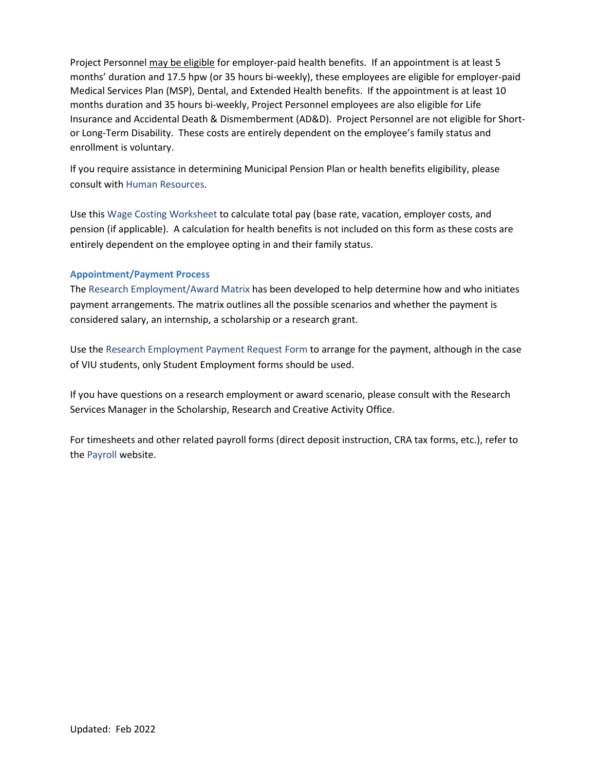Project Personnel may be eligible for employer-paid health benefits. If an appointment is at least 5 months' duration and 17.5 hpw (or 35 hours bi-weekly), these employees are eligible for employer-paid Medical Services Plan (MSP), Dental, and Extended Health benefits. If the appointment is at least 10 months duration and 35 hours bi-weekly, Project Personnel employees are also eligible for Life Insurance and Accidental Death & Dismemberment (AD&D). Project Personnel are not eligible for Short- or Long-Term Disability. These costs are entirely dependent on the employee's family status and enrollment is voluntary.

If you require assistance in determining Municipal Pension Plan or health benefits eligibility, please consult with Human Resources.

Use this Wage Costing Worksheet to calculate total pay (base rate, vacation, employer costs, and pension (if applicable). A calculation for health benefits is not included on this form as these costs are entirely dependent on the employee opting in and their family status.

### Appointment/Payment Process

The Research Employment/Award Matrix has been developed to help determine how and who initiates payment arrangements. The matrix outlines all the possible scenarios and whether the payment is considered salary, an internship, a scholarship or a research grant.

Use the Research Employment Payment Request Form to arrange for the payment, although in the case of VIU students, only Student Employment forms should be used.

If you have questions on a research employment or award scenario, please consult with the Research Services Manager in the Scholarship, Research and Creative Activity Office.

For timesheets and other related payroll forms (direct deposit instruction, CRA tax forms, etc.), refer to the Payroll website.

Updated: Feb 2022